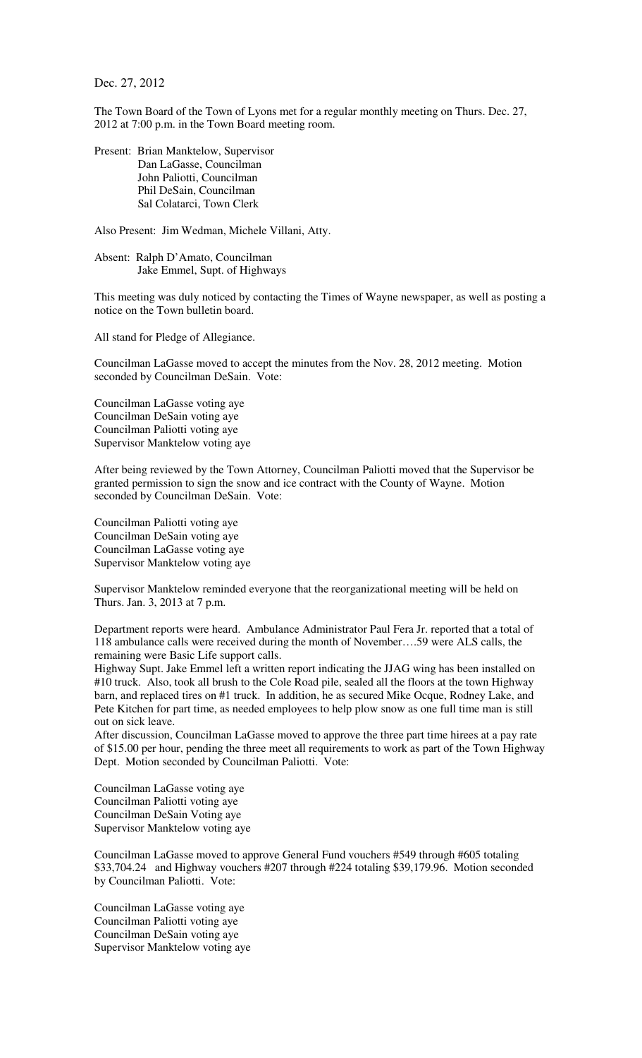Dec. 27, 2012

The Town Board of the Town of Lyons met for a regular monthly meeting on Thurs. Dec. 27, 2012 at 7:00 p.m. in the Town Board meeting room.

Present: Brian Manktelow, Supervisor
Dan LaGasse, Councilman
John Paliotti, Councilman
Phil DeSain, Councilman
Sal Colatarci, Town Clerk

Also Present: Jim Wedman, Michele Villani, Atty.

Absent: Ralph D'Amato, Councilman
Jake Emmel, Supt. of Highways

This meeting was duly noticed by contacting the Times of Wayne newspaper, as well as posting a notice on the Town bulletin board.

All stand for Pledge of Allegiance.

Councilman LaGasse moved to accept the minutes from the Nov. 28, 2012 meeting. Motion seconded by Councilman DeSain. Vote:

Councilman LaGasse voting aye
Councilman DeSain voting aye
Councilman Paliotti voting aye
Supervisor Manktelow voting aye

After being reviewed by the Town Attorney, Councilman Paliotti moved that the Supervisor be granted permission to sign the snow and ice contract with the County of Wayne. Motion seconded by Councilman DeSain. Vote:

Councilman Paliotti voting aye
Councilman DeSain voting aye
Councilman LaGasse voting aye
Supervisor Manktelow voting aye

Supervisor Manktelow reminded everyone that the reorganizational meeting will be held on Thurs. Jan. 3, 2013 at 7 p.m.

Department reports were heard. Ambulance Administrator Paul Fera Jr. reported that a total of 118 ambulance calls were received during the month of November….59 were ALS calls, the remaining were Basic Life support calls.

Highway Supt. Jake Emmel left a written report indicating the JJAG wing has been installed on #10 truck. Also, took all brush to the Cole Road pile, sealed all the floors at the town Highway barn, and replaced tires on #1 truck. In addition, he as secured Mike Ocque, Rodney Lake, and Pete Kitchen for part time, as needed employees to help plow snow as one full time man is still out on sick leave.

After discussion, Councilman LaGasse moved to approve the three part time hirees at a pay rate of $15.00 per hour, pending the three meet all requirements to work as part of the Town Highway Dept. Motion seconded by Councilman Paliotti. Vote:

Councilman LaGasse voting aye
Councilman Paliotti voting aye
Councilman DeSain Voting aye
Supervisor Manktelow voting aye

Councilman LaGasse moved to approve General Fund vouchers #549 through #605 totaling $33,704.24 and Highway vouchers #207 through #224 totaling $39,179.96. Motion seconded by Councilman Paliotti. Vote:

Councilman LaGasse voting aye
Councilman Paliotti voting aye
Councilman DeSain voting aye
Supervisor Manktelow voting aye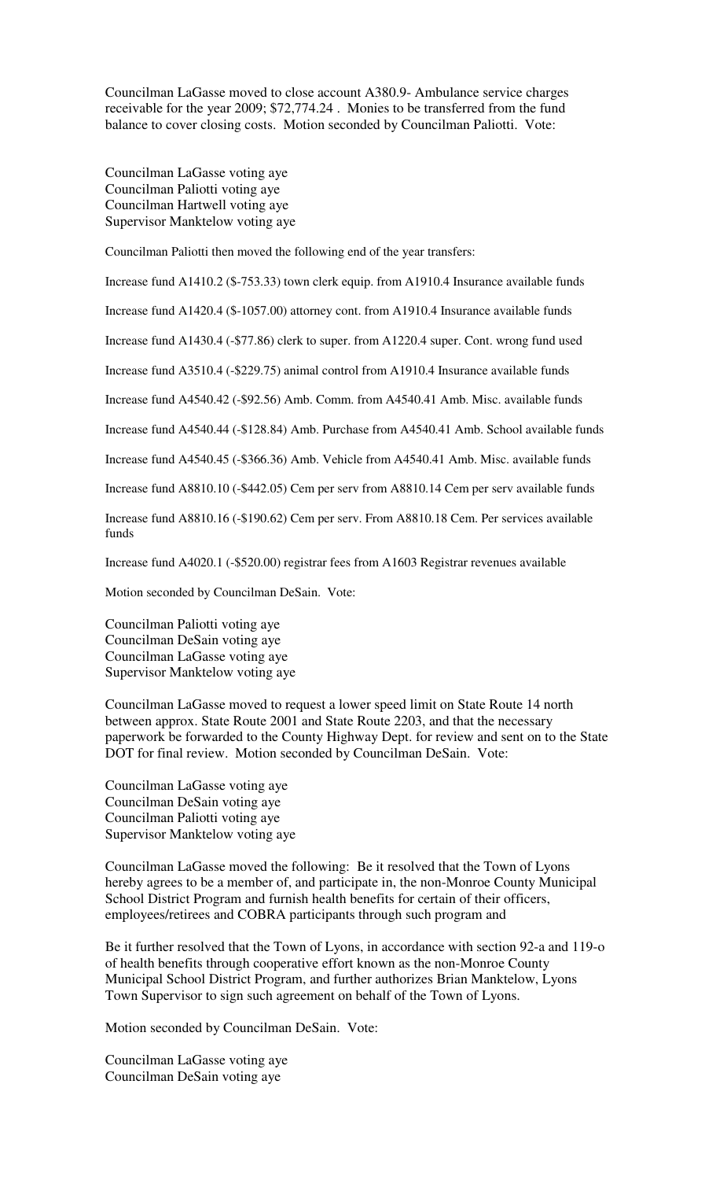Councilman LaGasse moved to close account A380.9- Ambulance service charges receivable for the year 2009; $72,774.24 . Monies to be transferred from the fund balance to cover closing costs. Motion seconded by Councilman Paliotti. Vote:

Councilman LaGasse voting aye
Councilman Paliotti voting aye
Councilman Hartwell voting aye
Supervisor Manktelow voting aye

Councilman Paliotti then moved the following end of the year transfers:

Increase fund A1410.2 ($-753.33) town clerk equip. from A1910.4 Insurance available funds

Increase fund A1420.4 ($-1057.00) attorney cont. from A1910.4 Insurance available funds

Increase fund A1430.4 (-$77.86) clerk to super. from A1220.4 super. Cont. wrong fund used

Increase fund A3510.4 (-$229.75) animal control from A1910.4 Insurance available funds

Increase fund A4540.42 (-$92.56) Amb. Comm. from A4540.41 Amb. Misc. available funds

Increase fund A4540.44 (-$128.84) Amb. Purchase from A4540.41 Amb. School available funds

Increase fund A4540.45 (-$366.36) Amb. Vehicle from A4540.41 Amb. Misc. available funds

Increase fund A8810.10 (-$442.05) Cem per serv from A8810.14 Cem per serv available funds

Increase fund A8810.16 (-$190.62) Cem per serv. From A8810.18 Cem. Per services available funds

Increase fund A4020.1 (-$520.00) registrar fees from A1603 Registrar revenues available

Motion seconded by Councilman DeSain. Vote:

Councilman Paliotti voting aye
Councilman DeSain voting aye
Councilman LaGasse voting aye
Supervisor Manktelow voting aye

Councilman LaGasse moved to request a lower speed limit on State Route 14 north between approx. State Route 2001 and State Route 2203, and that the necessary paperwork be forwarded to the County Highway Dept. for review and sent on to the State DOT for final review. Motion seconded by Councilman DeSain. Vote:

Councilman LaGasse voting aye
Councilman DeSain voting aye
Councilman Paliotti voting aye
Supervisor Manktelow voting aye

Councilman LaGasse moved the following: Be it resolved that the Town of Lyons hereby agrees to be a member of, and participate in, the non-Monroe County Municipal School District Program and furnish health benefits for certain of their officers, employees/retirees and COBRA participants through such program and

Be it further resolved that the Town of Lyons, in accordance with section 92-a and 119-o of health benefits through cooperative effort known as the non-Monroe County Municipal School District Program, and further authorizes Brian Manktelow, Lyons Town Supervisor to sign such agreement on behalf of the Town of Lyons.

Motion seconded by Councilman DeSain. Vote:

Councilman LaGasse voting aye
Councilman DeSain voting aye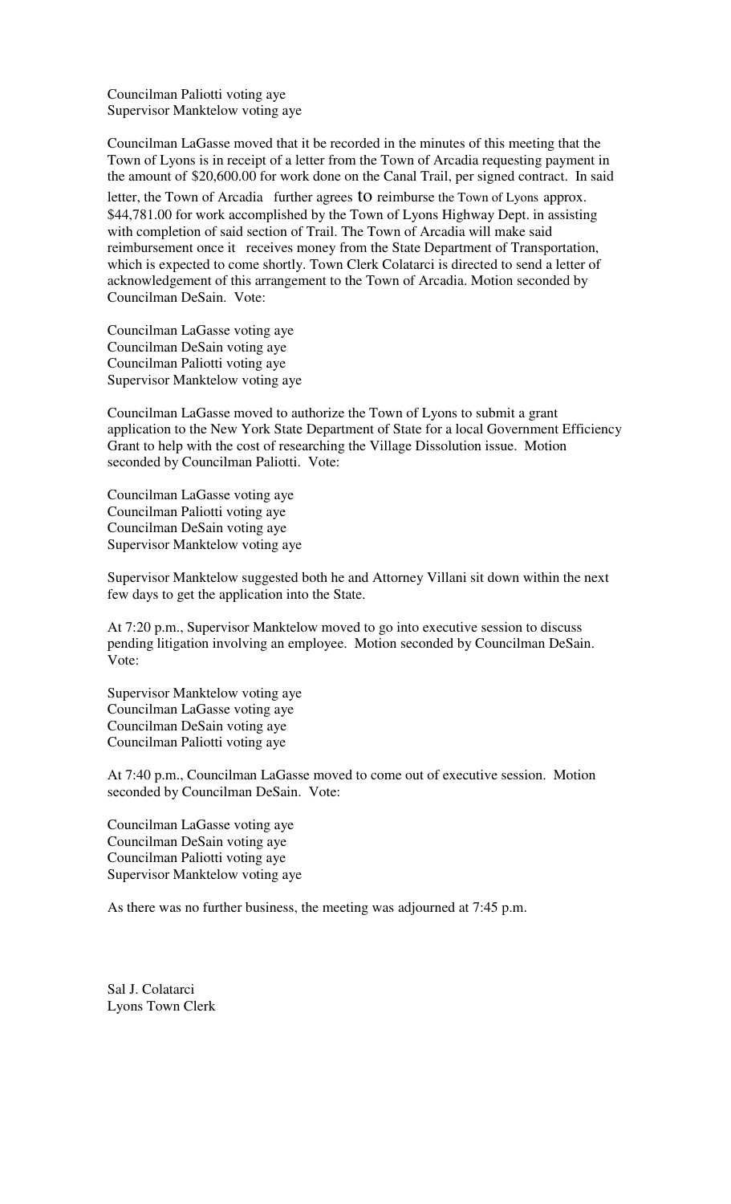Councilman Paliotti voting aye
Supervisor Manktelow voting aye

Councilman LaGasse moved that it be recorded in the minutes of this meeting that the Town of Lyons is in receipt of a letter from the Town of Arcadia requesting payment in the amount of $20,600.00 for work done on the Canal Trail, per signed contract. In said letter, the Town of Arcadia further agrees to reimburse the Town of Lyons approx. $44,781.00 for work accomplished by the Town of Lyons Highway Dept. in assisting with completion of said section of Trail. The Town of Arcadia will make said reimbursement once it receives money from the State Department of Transportation, which is expected to come shortly. Town Clerk Colatarci is directed to send a letter of acknowledgement of this arrangement to the Town of Arcadia. Motion seconded by Councilman DeSain. Vote:

Councilman LaGasse voting aye
Councilman DeSain voting aye
Councilman Paliotti voting aye
Supervisor Manktelow voting aye

Councilman LaGasse moved to authorize the Town of Lyons to submit a grant application to the New York State Department of State for a local Government Efficiency Grant to help with the cost of researching the Village Dissolution issue. Motion seconded by Councilman Paliotti. Vote:

Councilman LaGasse voting aye
Councilman Paliotti voting aye
Councilman DeSain voting aye
Supervisor Manktelow voting aye

Supervisor Manktelow suggested both he and Attorney Villani sit down within the next few days to get the application into the State.

At 7:20 p.m., Supervisor Manktelow moved to go into executive session to discuss pending litigation involving an employee. Motion seconded by Councilman DeSain. Vote:

Supervisor Manktelow voting aye
Councilman LaGasse voting aye
Councilman DeSain voting aye
Councilman Paliotti voting aye

At 7:40 p.m., Councilman LaGasse moved to come out of executive session. Motion seconded by Councilman DeSain. Vote:

Councilman LaGasse voting aye
Councilman DeSain voting aye
Councilman Paliotti voting aye
Supervisor Manktelow voting aye

As there was no further business, the meeting was adjourned at 7:45 p.m.

Sal J. Colatarci
Lyons Town Clerk